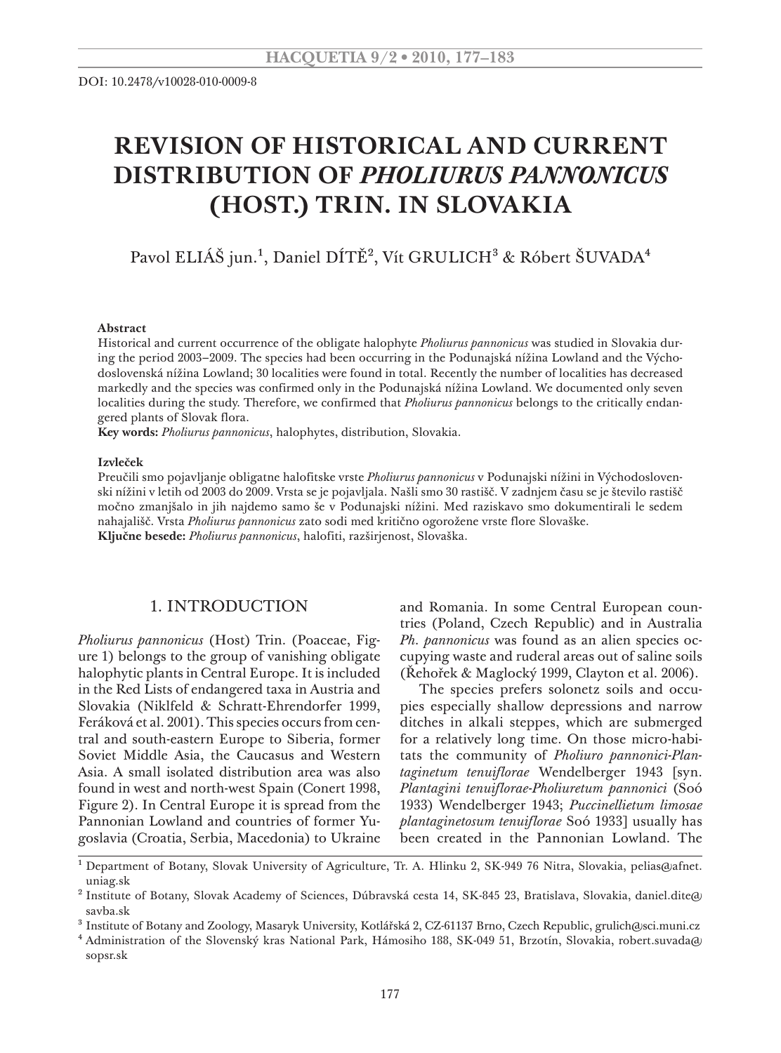DOI: 10.2478/v10028-010-0009-8

# REVISION OF HISTORICAL AND CURRENT DISTRIBUTION OF *PHOLIURUS PANNONICUS* (HOST.) TRIN. IN SLOVAKIA

Pavol ELIÁŠ jun.[1], Daniel DÍTĚ[2], Vít GRULICH[3] & Róbert ŠUVADA[4]

**Abstract**

Historical and current occurrence of the obligate halophyte *Pholiurus pannonicus* was studied in Slovakia during the period 2003–2009. The species had been occurring in the Podunajská nížina Lowland and the Východoslovenská nížina Lowland; 30 localities were found in total. Recently the number of localities has decreased markedly and the species was confirmed only in the Podunajská nížina Lowland. We documented only seven localities during the study. Therefore, we confirmed that *Pholiurus pannonicus* belongs to the critically endangered plants of Slovak flora.

**Key words:** *Pholiurus pannonicus*, halophytes, distribution, Slovakia.

**Izvleček**

Preučili smo pojavljanje obligatne halofitske vrste *Pholiurus pannonicus* v Podunajski nížini in Východoslovenski nížini v letih od 2003 do 2009. Vrsta se je pojavljala. Našli smo 30 rastišč. V zadnjem času se je število rastišč močno zmanjšalo in jih najdemo samo še v Podunajski nížini. Med raziskavo smo dokumentirali le sedem nahajališč. Vrsta *Pholiurus pannonicus* zato sodi med kritično ogrožene vrste flore Slovaške.

**Ključne besede:** *Pholiurus pannonicus*, halofiti, razširjenost, Slovaška.

## 1. INTRODUCTION

*Pholiurus pannonicus* (Host) Trin. (Poaceae, Figure 1) belongs to the group of vanishing obligate halophytic plants in Central Europe. It is included in the Red Lists of endangered taxa in Austria and Slovakia (Niklfeld & Schratt-Ehrendorfer 1999, Feráková et al. 2001). This species occurs from central and south-eastern Europe to Siberia, former Soviet Middle Asia, the Caucasus and Western Asia. A small isolated distribution area was also found in west and north-west Spain (Conert 1998, Figure 2). In Central Europe it is spread from the Pannonian Lowland and countries of former Yugoslavia (Croatia, Serbia, Macedonia) to Ukraine and Romania. In some Central European countries (Poland, Czech Republic) and in Australia *Ph. pannonicus* was found as an alien species occupying waste and ruderal areas out of saline soils (Řehořek & Maglocký 1999, Clayton et al. 2006).

The species prefers solonetz soils and occupies especially shallow depressions and narrow ditches in alkali steppes, which are submerged for a relatively long time. On those micro-habitats the community of *Pholiuro pannonici-Plantaginetum tenuiflorae* Wendelberger 1943 [syn. *Plantagini tenuiflorae-Pholiuretum pannonici* (Soó 1933) Wendelberger 1943; *Puccinellietum limosae plantaginetosum tenuiflorae* Soó 1933] usually has been created in the Pannonian Lowland. The

---

[1] Department of Botany, Slovak University of Agriculture, Tr. A. Hlinku 2, SK-949 76 Nitra, Slovakia, pelias@afnet.uniag.sk

[2] Institute of Botany, Slovak Academy of Sciences, Dúbravská cesta 14, SK-845 23, Bratislava, Slovakia, daniel.dite@savba.sk

[3] Institute of Botany and Zoology, Masaryk University, Kotlářská 2, CZ-61137 Brno, Czech Republic, grulich@sci.muni.cz

[4] Administration of the Slovenský kras National Park, Hámosiho 188, SK-049 51, Brzotín, Slovakia, robert.suvada@sopsr.sk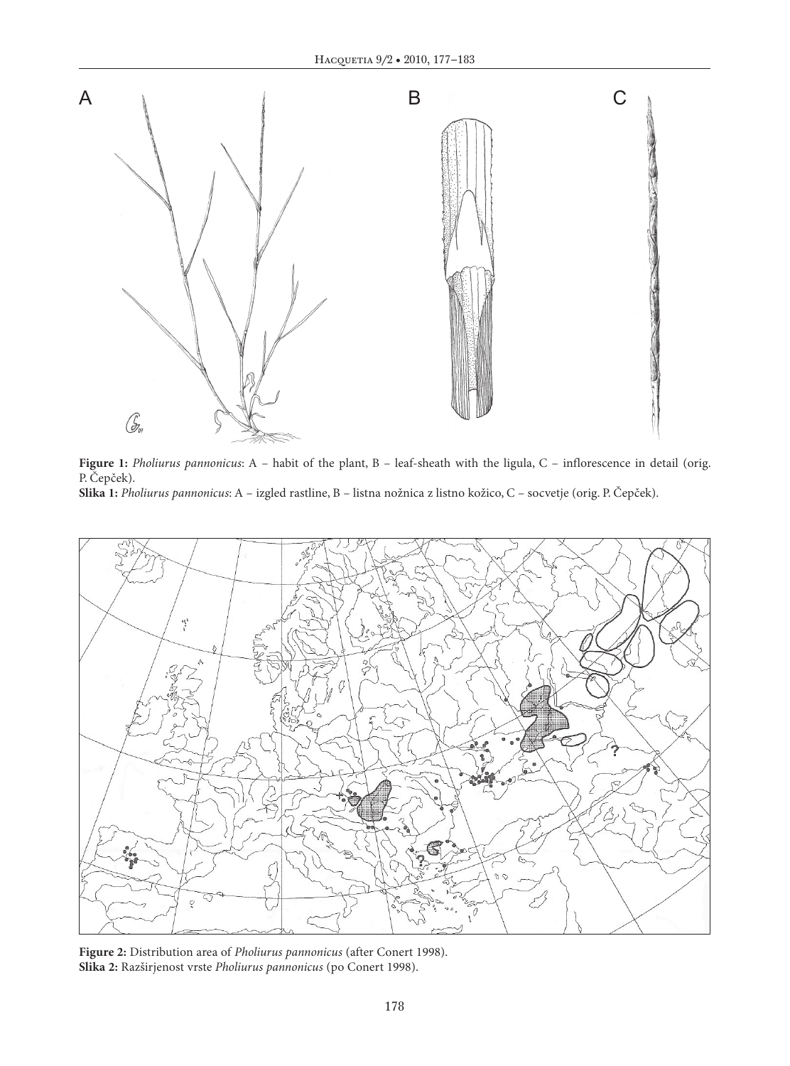**Figure 1:** *Pholiurus pannonicus*: A – habit of the plant, B – leaf-sheath with the ligula, C – inflorescence in detail (orig. P. Čepček).

**Slika 1:** *Pholiurus pannonicus*: A – izgled rastline, B – listna nožnica z listno kožico, C – socvetje (orig. P. Čepček).

**Figure 2:** Distribution area of *Pholiurus pannonicus* (after Conert 1998).

**Slika 2:** Razširjenost vrste *Pholiurus pannonicus* (po Conert 1998).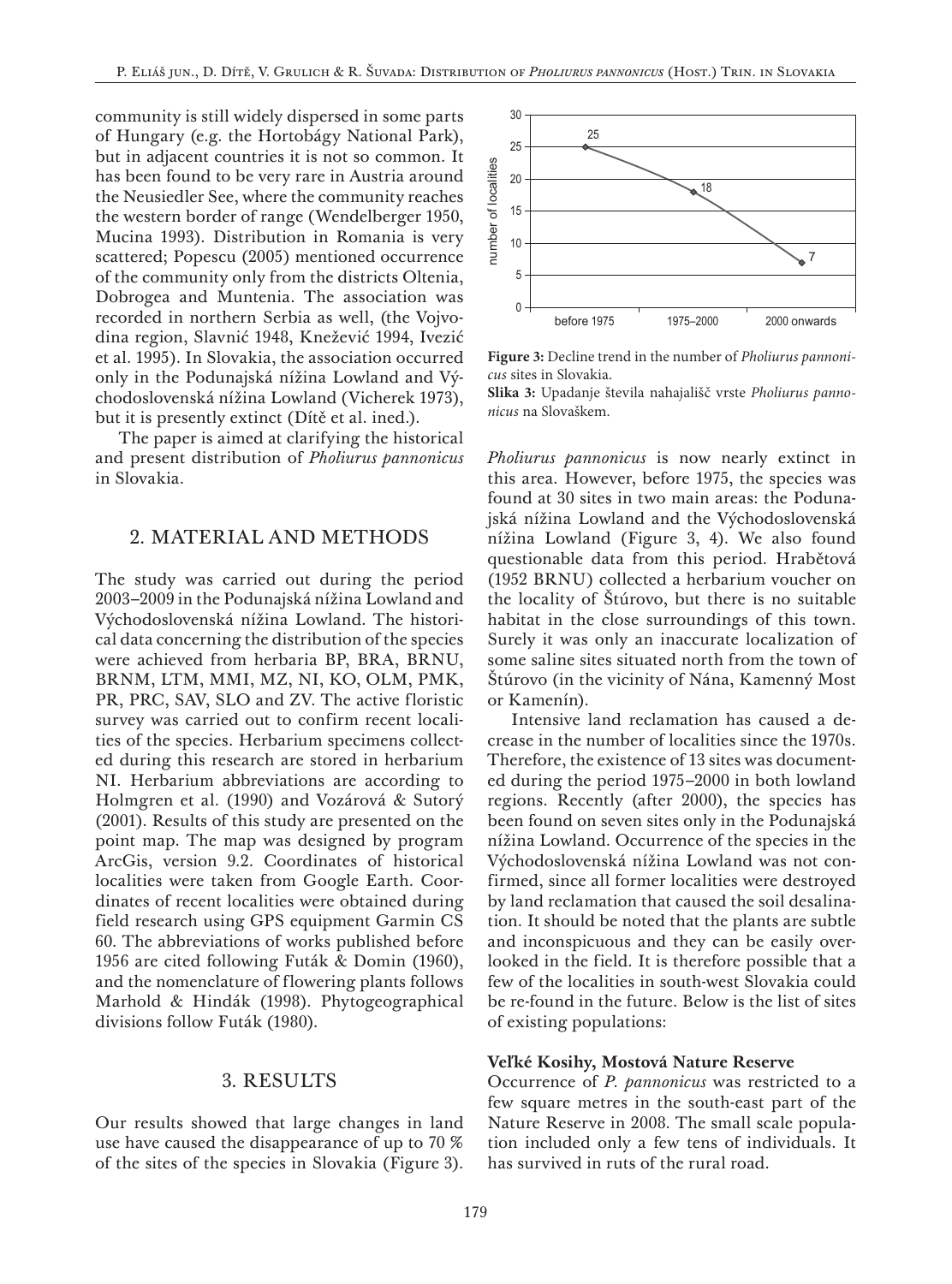community is still widely dispersed in some parts of Hungary (e.g. the Hortobágy National Park), but in adjacent countries it is not so common. It has been found to be very rare in Austria around the Neusiedler See, where the community reaches the western border of range (Wendelberger 1950, Mucina 1993). Distribution in Romania is very scattered; Popescu (2005) mentioned occurrence of the community only from the districts Oltenia, Dobrogea and Muntenia. The association was recorded in northern Serbia as well, (the Vojvodina region, Slavnić 1948, Knežević 1994, Ivezić et al. 1995). In Slovakia, the association occurred only in the Podunajská nížina Lowland and Východoslovenská nížina Lowland (Vicherek 1973), but it is presently extinct (Dítě et al. ined.).

The paper is aimed at clarifying the historical and present distribution of *Pholiurus pannonicus* in Slovakia.

## 2. MATERIAL AND METHODS

The study was carried out during the period 2003–2009 in the Podunajská nížina Lowland and Východoslovenská nížina Lowland. The historical data concerning the distribution of the species were achieved from herbaria BP, BRA, BRNU, BRNM, LTM, MMI, MZ, NI, KO, OLM, PMK, PR, PRC, SAV, SLO and ZV. The active floristic survey was carried out to confirm recent localities of the species. Herbarium specimens collected during this research are stored in herbarium NI. Herbarium abbreviations are according to Holmgren et al. (1990) and Vozárová & Sutorý (2001). Results of this study are presented on the point map. The map was designed by program ArcGis, version 9.2. Coordinates of historical localities were taken from Google Earth. Coordinates of recent localities were obtained during field research using GPS equipment Garmin CS 60. The abbreviations of works published before 1956 are cited following Futák & Domin (1960), and the nomenclature of flowering plants follows Marhold & Hindák (1998). Phytogeographical divisions follow Futák (1980).

## 3. RESULTS

Our results showed that large changes in land use have caused the disappearance of up to 70 % of the sites of the species in Slovakia (Figure 3).

**Figure 3:** Decline trend in the number of *Pholiurus pannonicus* sites in Slovakia.

**Slika 3:** Upadanje števila nahajališč vrste *Pholiurus pannonicus* na Slovaškem.

*Pholiurus pannonicus* is now nearly extinct in this area. However, before 1975, the species was found at 30 sites in two main areas: the Podunajská nížina Lowland and the Východoslovenská nížina Lowland (Figure 3, 4). We also found questionable data from this period. Hrabětová (1952 BRNU) collected a herbarium voucher on the locality of Štúrovo, but there is no suitable habitat in the close surroundings of this town. Surely it was only an inaccurate localization of some saline sites situated north from the town of Štúrovo (in the vicinity of Nána, Kamenný Most or Kamenín).

Intensive land reclamation has caused a decrease in the number of localities since the 1970s. Therefore, the existence of 13 sites was documented during the period 1975–2000 in both lowland regions. Recently (after 2000), the species has been found on seven sites only in the Podunajská nížina Lowland. Occurrence of the species in the Východoslovenská nížina Lowland was not confirmed, since all former localities were destroyed by land reclamation that caused the soil desalination. It should be noted that the plants are subtle and inconspicuous and they can be easily overlooked in the field. It is therefore possible that a few of the localities in south-west Slovakia could be re-found in the future. Below is the list of sites of existing populations:

**Veľké Kosihy, Mostová Nature Reserve**

Occurrence of *P. pannonicus* was restricted to a few square metres in the south-east part of the Nature Reserve in 2008. The small scale population included only a few tens of individuals. It has survived in ruts of the rural road.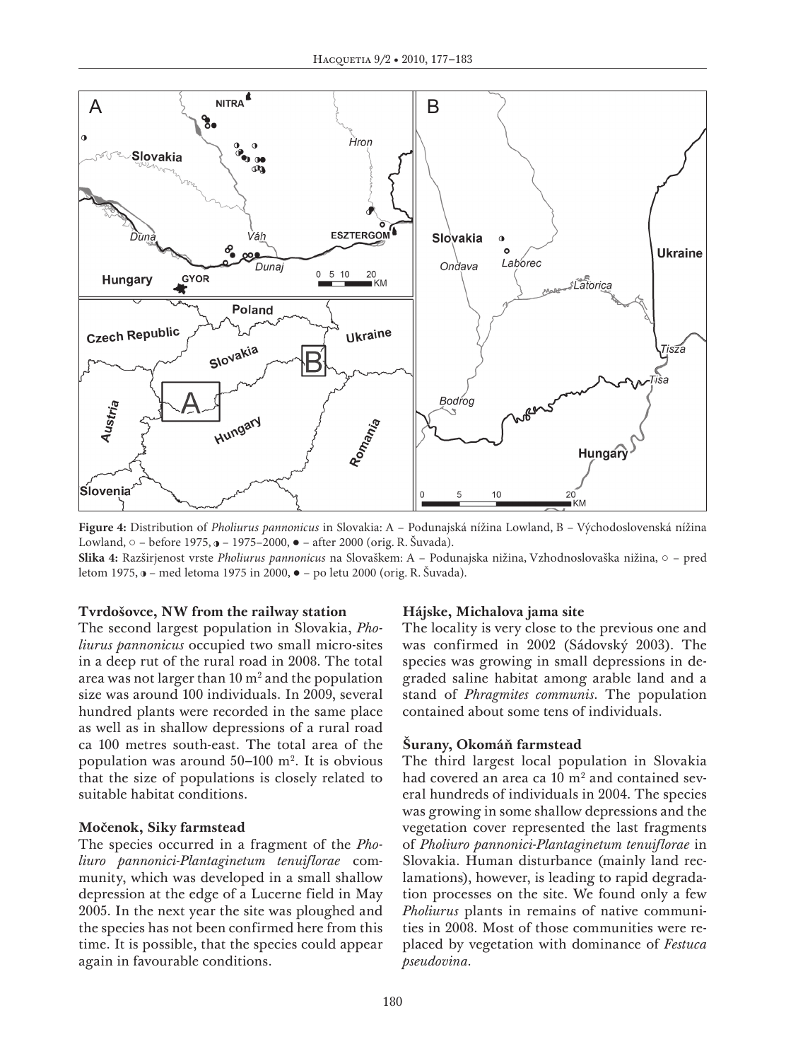**Figure 4:** Distribution of *Pholiurus pannonicus* in Slovakia: A – Podunajská nížina Lowland, B – Východoslovenská nížina Lowland, ○ – before 1975, ◑ – 1975–2000, ● – after 2000 (orig. R. Šuvada).

**Slika 4:** Razširjenost vrste *Pholiurus pannonicus* na Slovaškem: A – Podunajska nižina, Vzhodnoslovaška nižina, ○ – pred letom 1975, ◑ – med letoma 1975 in 2000, ● – po letu 2000 (orig. R. Šuvada).

### Tvrdošovce, NW from the railway station

The second largest population in Slovakia, *Pholiurus pannonicus* occupied two small micro-sites in a deep rut of the rural road in 2008. The total area was not larger than 10 m$^2$ and the population size was around 100 individuals. In 2009, several hundred plants were recorded in the same place as well as in shallow depressions of a rural road ca 100 metres south-east. The total area of the population was around 50–100 m$^2$. It is obvious that the size of populations is closely related to suitable habitat conditions.

### Močenok, Siky farmstead

The species occurred in a fragment of the *Pholiuro pannonici-Plantaginetum tenuiflorae* community, which was developed in a small shallow depression at the edge of a Lucerne field in May 2005. In the next year the site was ploughed and the species has not been confirmed here from this time. It is possible, that the species could appear again in favourable conditions.

### Hájske, Michalova jama site

The locality is very close to the previous one and was confirmed in 2002 (Sádovský 2003). The species was growing in small depressions in degraded saline habitat among arable land and a stand of *Phragmites communis*. The population contained about some tens of individuals.

### Šurany, Okomáň farmstead

The third largest local population in Slovakia had covered an area ca 10 m$^2$ and contained several hundreds of individuals in 2004. The species was growing in some shallow depressions and the vegetation cover represented the last fragments of *Pholiuro pannonici-Plantaginetum tenuiflorae* in Slovakia. Human disturbance (mainly land reclamations), however, is leading to rapid degradation processes on the site. We found only a few *Pholiurus* plants in remains of native communities in 2008. Most of those communities were replaced by vegetation with dominance of *Festuca pseudovina*.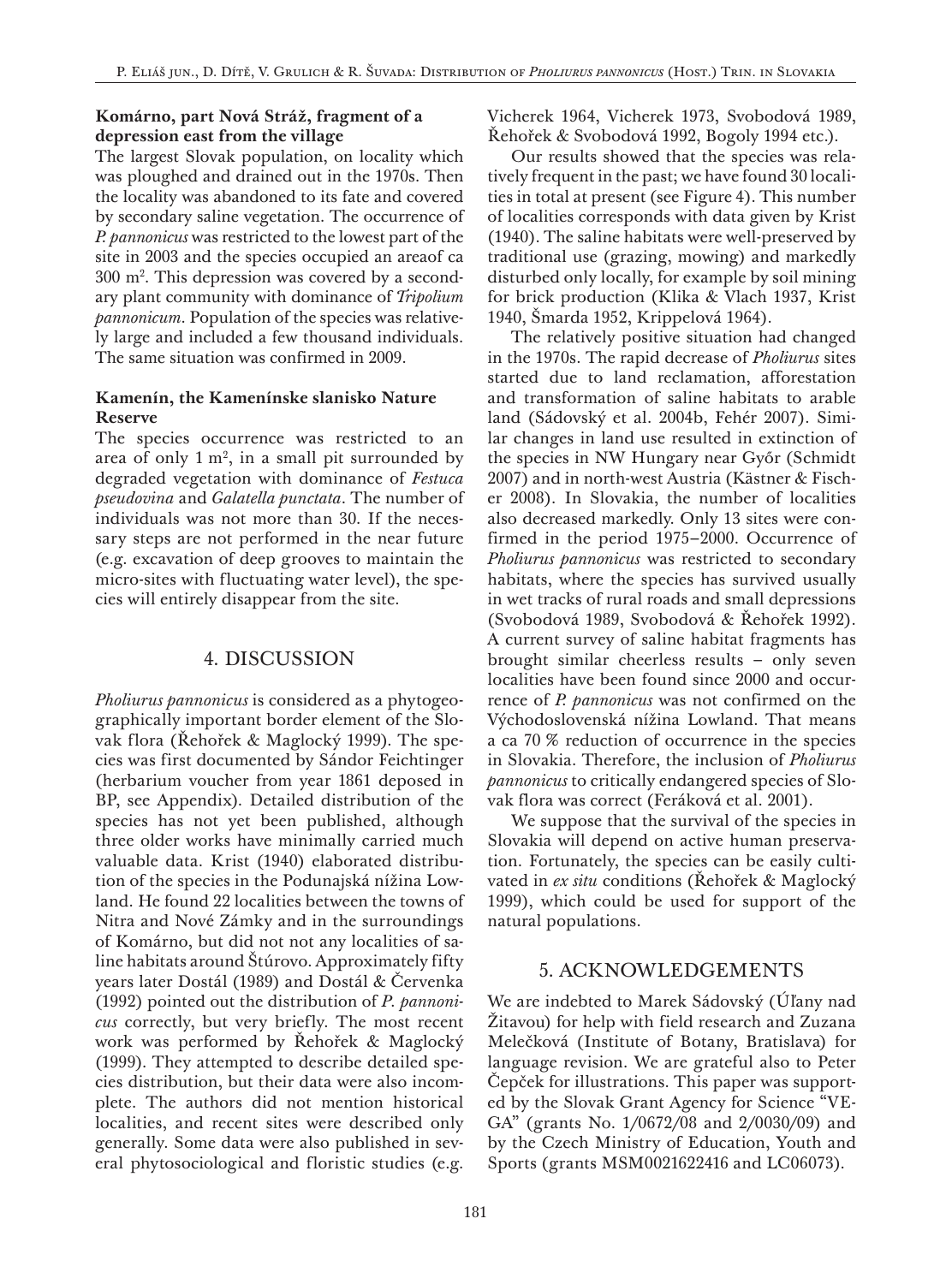**Komárno, part Nová Stráž, fragment of a depression east from the village**

The largest Slovak population, on locality which was ploughed and drained out in the 1970s. Then the locality was abandoned to its fate and covered by secondary saline vegetation. The occurrence of *P. pannonicus* was restricted to the lowest part of the site in 2003 and the species occupied an areaof ca 300 $m^2$. This depression was covered by a secondary plant community with dominance of *Tripolium pannonicum*. Population of the species was relatively large and included a few thousand individuals. The same situation was confirmed in 2009.

**Kamenín, the Kamenínske slanisko Nature Reserve**

The species occurrence was restricted to an area of only 1 $m^2$, in a small pit surrounded by degraded vegetation with dominance of *Festuca pseudovina* and *Galatella punctata*. The number of individuals was not more than 30. If the necessary steps are not performed in the near future (e.g. excavation of deep grooves to maintain the micro-sites with fluctuating water level), the species will entirely disappear from the site.

## 4. DISCUSSION

*Pholiurus pannonicus* is considered as a phytogeographically important border element of the Slovak flora (Řehořek & Maglocký 1999). The species was first documented by Sándor Feichtinger (herbarium voucher from year 1861 deposed in BP, see Appendix). Detailed distribution of the species has not yet been published, although three older works have minimally carried much valuable data. Krist (1940) elaborated distribution of the species in the Podunajská nížina Lowland. He found 22 localities between the towns of Nitra and Nové Zámky and in the surroundings of Komárno, but did not not any localities of saline habitats around Štúrovo. Approximately fifty years later Dostál (1989) and Dostál & Červenka (1992) pointed out the distribution of *P. pannonicus* correctly, but very briefly. The most recent work was performed by Řehořek & Maglocký (1999). They attempted to describe detailed species distribution, but their data were also incomplete. The authors did not mention historical localities, and recent sites were described only generally. Some data were also published in several phytosociological and floristic studies (e.g. Vicherek 1964, Vicherek 1973, Svobodová 1989, Řehořek & Svobodová 1992, Bogoly 1994 etc.).

Our results showed that the species was relatively frequent in the past; we have found 30 localities in total at present (see Figure 4). This number of localities corresponds with data given by Krist (1940). The saline habitats were well-preserved by traditional use (grazing, mowing) and markedly disturbed only locally, for example by soil mining for brick production (Klika & Vlach 1937, Krist 1940, Šmarda 1952, Krippelová 1964).

The relatively positive situation had changed in the 1970s. The rapid decrease of *Pholiurus* sites started due to land reclamation, afforestation and transformation of saline habitats to arable land (Sádovský et al. 2004b, Fehér 2007). Similar changes in land use resulted in extinction of the species in NW Hungary near Győr (Schmidt 2007) and in north-west Austria (Kästner & Fischer 2008). In Slovakia, the number of localities also decreased markedly. Only 13 sites were confirmed in the period 1975–2000. Occurrence of *Pholiurus pannonicus* was restricted to secondary habitats, where the species has survived usually in wet tracks of rural roads and small depressions (Svobodová 1989, Svobodová & Řehořek 1992). A current survey of saline habitat fragments has brought similar cheerless results – only seven localities have been found since 2000 and occurrence of *P. pannonicus* was not confirmed on the Východoslovenská nížina Lowland. That means a ca 70 % reduction of occurrence in the species in Slovakia. Therefore, the inclusion of *Pholiurus pannonicus* to critically endangered species of Slovak flora was correct (Feráková et al. 2001).

We suppose that the survival of the species in Slovakia will depend on active human preservation. Fortunately, the species can be easily cultivated in *ex situ* conditions (Řehořek & Maglocký 1999), which could be used for support of the natural populations.

## 5. ACKNOWLEDGEMENTS

We are indebted to Marek Sádovský (Úľany nad Žitavou) for help with field research and Zuzana Melečková (Institute of Botany, Bratislava) for language revision. We are grateful also to Peter Čepček for illustrations. This paper was supported by the Slovak Grant Agency for Science "VEGA" (grants No. 1/0672/08 and 2/0030/09) and by the Czech Ministry of Education, Youth and Sports (grants MSM0021622416 and LC06073).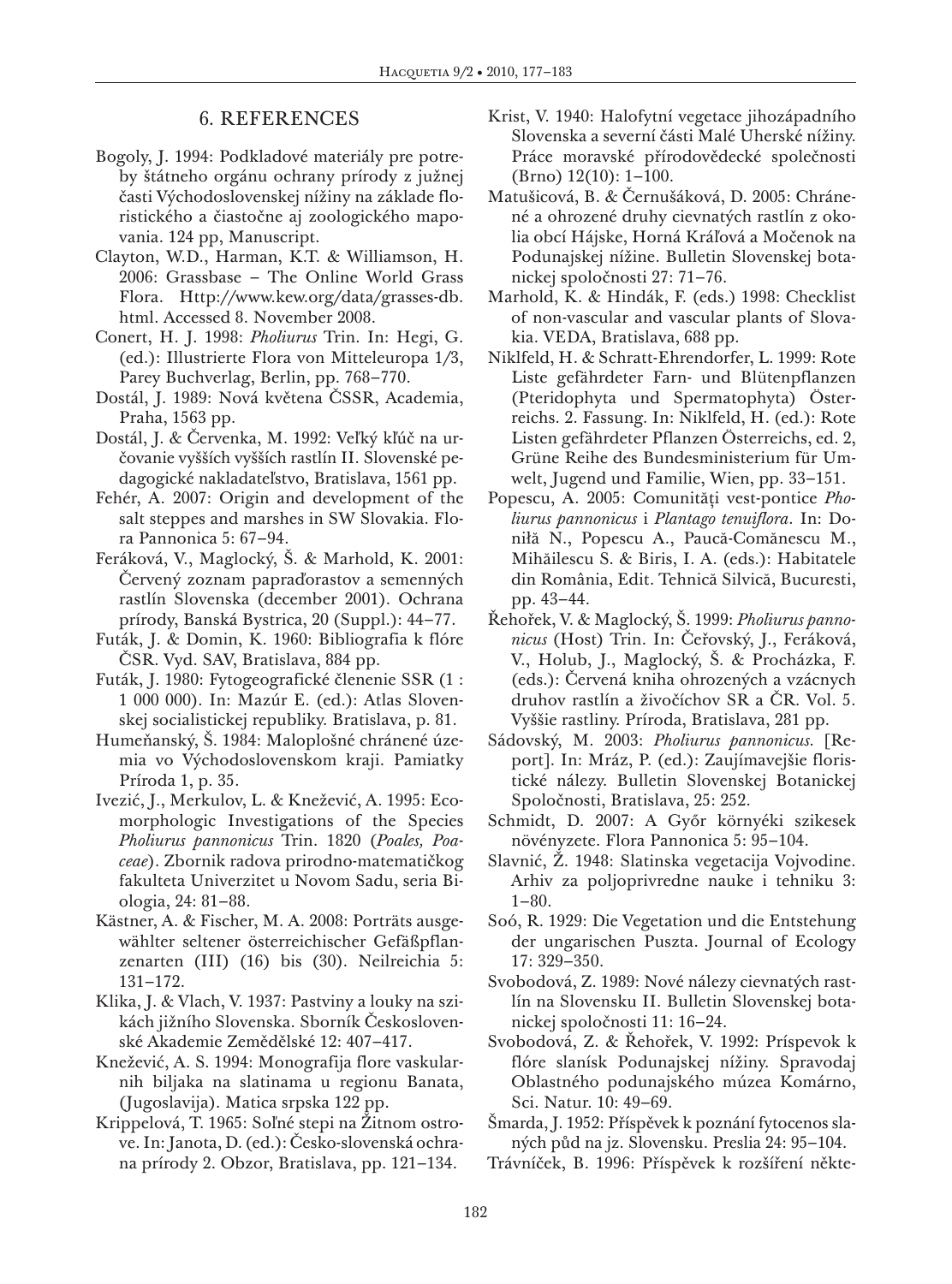## 6. REFERENCES

Bogoly, J. 1994: Podkladové materiály pre potreby štátneho orgánu ochrany prírody z južnej časti Východoslovenskej nížiny na základe floristického a čiastočne aj zoologického mapovania. 124 pp, Manuscript.

Clayton, W.D., Harman, K.T. & Williamson, H. 2006: Grassbase – The Online World Grass Flora. Http://www.kew.org/data/grasses-db.html. Accessed 8. November 2008.

Conert, H. J. 1998: *Pholiurus* Trin. In: Hegi, G. (ed.): Illustrierte Flora von Mitteleuropa 1/3, Parey Buchverlag, Berlin, pp. 768–770.

Dostál, J. 1989: Nová květena ČSSR, Academia, Praha, 1563 pp.

Dostál, J. & Červenka, M. 1992: Veľký kľúč na určovanie vyšších vyšších rastlín II. Slovenské pedagogické nakladateľstvo, Bratislava, 1561 pp.

Fehér, A. 2007: Origin and development of the salt steppes and marshes in SW Slovakia. Flora Pannonica 5: 67–94.

Feráková, V., Maglocký, Š. & Marhold, K. 2001: Červený zoznam papraďorastov a semenných rastlín Slovenska (december 2001). Ochrana prírody, Banská Bystrica, 20 (Suppl.): 44–77.

Futák, J. & Domin, K. 1960: Bibliografia k flóre ČSR. Vyd. SAV, Bratislava, 884 pp.

Futák, J. 1980: Fytogeografické členenie SSR (1 : 1 000 000). In: Mazúr E. (ed.): Atlas Slovenskej socialistickej republiky. Bratislava, p. 81.

Humeňanský, Š. 1984: Maloplošné chránené územia vo Východoslovenskom kraji. Pamiatky Príroda 1, p. 35.

Ivezić, J., Merkulov, L. & Knežević, A. 1995: Ecomorphologic Investigations of the Species *Pholiurus pannonicus* Trin. 1820 (*Poales, Poaceae*). Zbornik radova prirodno-matematičkog fakulteta Univerzitet u Novom Sadu, seria Biologia, 24: 81–88.

Kästner, A. & Fischer, M. A. 2008: Porträts ausgewählter seltener österreichischer Gefäßpflanzenarten (III) (16) bis (30). Neilreichia 5: 131–172.

Klika, J. & Vlach, V. 1937: Pastviny a louky na szikách jižního Slovenska. Sborník Československé Akademie Zemědělské 12: 407–417.

Knežević, A. S. 1994: Monografija flore vaskularnih biljaka na slatinama u regionu Banata, (Jugoslavija). Matica srpska 122 pp.

Krippelová, T. 1965: Soľné stepi na Žitnom ostrove. In: Janota, D. (ed.): Česko-slovenská ochrana prírody 2. Obzor, Bratislava, pp. 121–134.

Krist, V. 1940: Halofytní vegetace jihozápadního Slovenska a severní části Malé Uherské nížiny. Práce moravské přírodovědecké společnosti (Brno) 12(10): 1–100.

Matušicová, B. & Černušáková, D. 2005: Chránené a ohrozené druhy cievnatých rastlín z okolia obcí Hájske, Horná Kráľová a Močenok na Podunajskej nížine. Bulletin Slovenskej botanickej spoločnosti 27: 71–76.

Marhold, K. & Hindák, F. (eds.) 1998: Checklist of non-vascular and vascular plants of Slovakia. VEDA, Bratislava, 688 pp.

Niklfeld, H. & Schratt-Ehrendorfer, L. 1999: Rote Liste gefährdeter Farn- und Blütenpflanzen (Pteridophyta und Spermatophyta) Österreichs. 2. Fassung. In: Niklfeld, H. (ed.): Rote Listen gefährdeter Pflanzen Österreichs, ed. 2, Grüne Reihe des Bundesministerium für Umwelt, Jugend und Familie, Wien, pp. 33–151.

Popescu, A. 2005: Comunităţi vest-pontice *Pholiurus pannonicus* i *Plantago tenuiflora*. In: Doniĭă N., Popescu A., Paucă-Comănescu M., Mihăilescu S. & Biris, I. A. (eds.): Habitatele din România, Edit. Tehnică Silvică, Bucuresti, pp. 43–44.

Řehořek, V. & Maglocký, Š. 1999: *Pholiurus pannonicus* (Host) Trin. In: Čeřovský, J., Feráková, V., Holub, J., Maglocký, Š. & Procházka, F. (eds.): Červená kniha ohrozených a vzácnych druhov rastlín a živočíchov SR a ČR. Vol. 5. Vyššie rastliny. Príroda, Bratislava, 281 pp.

Sádovský, M. 2003: *Pholiurus pannonicus.* [Report]. In: Mráz, P. (ed.): Zaujímavejšie floristické nálezy. Bulletin Slovenskej Botanickej Spoločnosti, Bratislava, 25: 252.

Schmidt, D. 2007: A Győr környéki szikesek növényzete. Flora Pannonica 5: 95–104.

Slavnić, Ž. 1948: Slatinska vegetacija Vojvodine. Arhiv za poljoprivredne nauke i tehniku 3: 1–80.

Soó, R. 1929: Die Vegetation und die Entstehung der ungarischen Puszta. Journal of Ecology 17: 329–350.

Svobodová, Z. 1989: Nové nálezy cievnatých rastlín na Slovensku II. Bulletin Slovenskej botanickej spoločnosti 11: 16–24.

Svobodová, Z. & Řehořek, V. 1992: Príspevok k flóre slanísk Podunajskej nížiny. Spravodaj Oblastného podunajského múzea Komárno, Sci. Natur. 10: 49–69.

Šmarda, J. 1952: Příspěvek k poznání fytocenos slaných půd na jz. Slovensku. Preslia 24: 95–104.

Trávníček, B. 1996: Příspěvek k rozšíření někte-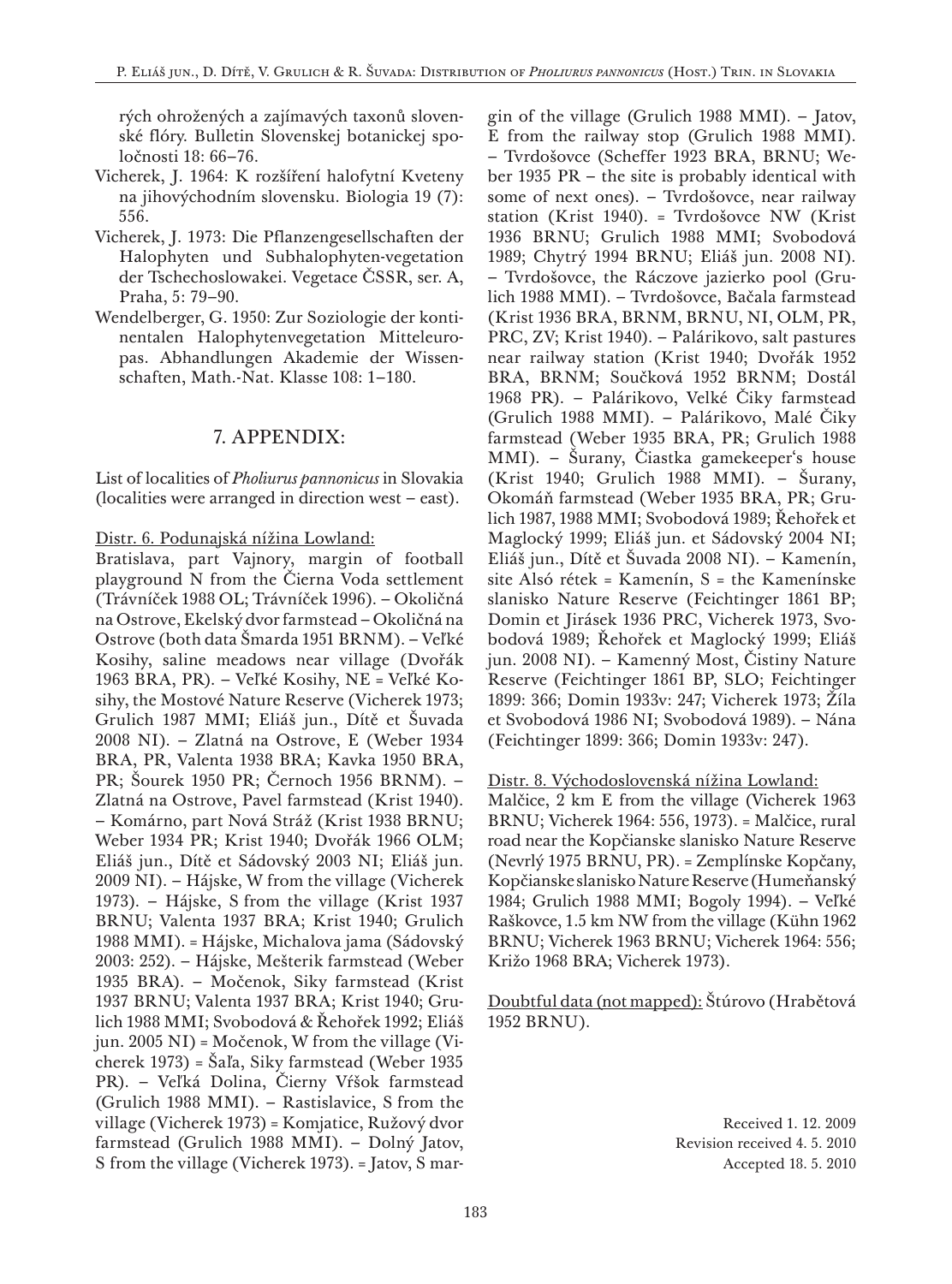rých ohrožených a zajímavých taxonů slovenské flóry. Bulletin Slovenskej botanickej spoločnosti 18: 66–76.

Vicherek, J. 1964: K rozšíření halofytní Kveteny na jihovýchodním slovensku. Biologia 19 (7): 556.

Vicherek, J. 1973: Die Pflanzengesellschaften der Halophyten und Subhalophyten-vegetation der Tschechoslowakei. Vegetace ČSSR, ser. A, Praha, 5: 79–90.

Wendelberger, G. 1950: Zur Soziologie der kontinentalen Halophytenvegetation Mitteleuropas. Abhandlungen Akademie der Wissenschaften, Math.-Nat. Klasse 108: 1–180.

## 7. APPENDIX:

List of localities of *Pholiurus pannonicus* in Slovakia (localities were arranged in direction west – east).

Distr. 6. Podunajská nížina Lowland:

Bratislava, part Vajnory, margin of football playground N from the Čierna Voda settlement (Trávníček 1988 OL; Trávníček 1996). – Okoličná na Ostrove, Ekelský dvor farmstead – Okoličná na Ostrove (both data Šmarda 1951 BRNM). – Veľké Kosihy, saline meadows near village (Dvořák 1963 BRA, PR). – Veľké Kosihy, NE = Veľké Kosihy, the Mostové Nature Reserve (Vicherek 1973; Grulich 1987 MMI; Eliáš jun., Dítě et Šuvada 2008 NI). – Zlatná na Ostrove, E (Weber 1934 BRA, PR, Valenta 1938 BRA; Kavka 1950 BRA, PR; Šourek 1950 PR; Černoch 1956 BRNM). – Zlatná na Ostrove, Pavel farmstead (Krist 1940). – Komárno, part Nová Stráž (Krist 1938 BRNU; Weber 1934 PR; Krist 1940; Dvořák 1966 OLM; Eliáš jun., Dítě et Sádovský 2003 NI; Eliáš jun. 2009 NI). – Hájske, W from the village (Vicherek 1973). – Hájske, S from the village (Krist 1937 BRNU; Valenta 1937 BRA; Krist 1940; Grulich 1988 MMI). = Hájske, Michalova jama (Sádovský 2003: 252). – Hájske, Mešterik farmstead (Weber 1935 BRA). – Močenok, Siky farmstead (Krist 1937 BRNU; Valenta 1937 BRA; Krist 1940; Grulich 1988 MMI; Svobodová & Řehořek 1992; Eliáš jun. 2005 NI) = Močenok, W from the village (Vicherek 1973) = Šaľa, Siky farmstead (Weber 1935 PR). – Veľká Dolina, Čierny Vŕšok farmstead (Grulich 1988 MMI). – Rastislavice, S from the village (Vicherek 1973) = Komjatice, Ružový dvor farmstead (Grulich 1988 MMI). – Dolný Jatov, S from the village (Vicherek 1973). = Jatov, S margin of the village (Grulich 1988 MMI). – Jatov, E from the railway stop (Grulich 1988 MMI). – Tvrdošovce (Scheffer 1923 BRA, BRNU; Weber 1935 PR – the site is probably identical with some of next ones). – Tvrdošovce, near railway station (Krist 1940). = Tvrdošovce NW (Krist 1936 BRNU; Grulich 1988 MMI; Svobodová 1989; Chytrý 1994 BRNU; Eliáš jun. 2008 NI). – Tvrdošovce, the Ráczove jazierko pool (Grulich 1988 MMI). – Tvrdošovce, Bačala farmstead (Krist 1936 BRA, BRNM, BRNU, NI, OLM, PR, PRC, ZV; Krist 1940). – Palárikovo, salt pastures near railway station (Krist 1940; Dvořák 1952 BRA, BRNM; Součková 1952 BRNM; Dostál 1968 PR). – Palárikovo, Velké Čiky farmstead (Grulich 1988 MMI). – Palárikovo, Malé Čiky farmstead (Weber 1935 BRA, PR; Grulich 1988 MMI). – Šurany, Čiastka gamekeeper's house (Krist 1940; Grulich 1988 MMI). – Šurany, Okomáň farmstead (Weber 1935 BRA, PR; Grulich 1987, 1988 MMI; Svobodová 1989; Řehořek et Maglocký 1999; Eliáš jun. et Sádovský 2004 NI; Eliáš jun., Dítě et Šuvada 2008 NI). – Kamenín, site Alsó rétek = Kamenín, S = the Kamenínske slanisko Nature Reserve (Feichtinger 1861 BP; Domin et Jirásek 1936 PRC, Vicherek 1973, Svobodová 1989; Řehořek et Maglocký 1999; Eliáš jun. 2008 NI). – Kamenný Most, Čistiny Nature Reserve (Feichtinger 1861 BP, SLO; Feichtinger 1899: 366; Domin 1933v: 247; Vicherek 1973; Žíla et Svobodová 1986 NI; Svobodová 1989). – Nána (Feichtinger 1899: 366; Domin 1933v: 247).

Distr. 8. Východoslovenská nížina Lowland:

Malčice, 2 km E from the village (Vicherek 1963 BRNU; Vicherek 1964: 556, 1973). = Malčice, rural road near the Kopčianske slanisko Nature Reserve (Nevrlý 1975 BRNU, PR). = Zemplínske Kopčany, Kopčianske slanisko Nature Reserve (Humeňanský 1984; Grulich 1988 MMI; Bogoly 1994). – Veľké Raškovce, 1.5 km NW from the village (Kühn 1962 BRNU; Vicherek 1963 BRNU; Vicherek 1964: 556; Križo 1968 BRA; Vicherek 1973).

Doubtful data (not mapped): Štúrovo (Hrabětová 1952 BRNU).

Received 1. 12. 2009
Revision received 4. 5. 2010
Accepted 18. 5. 2010